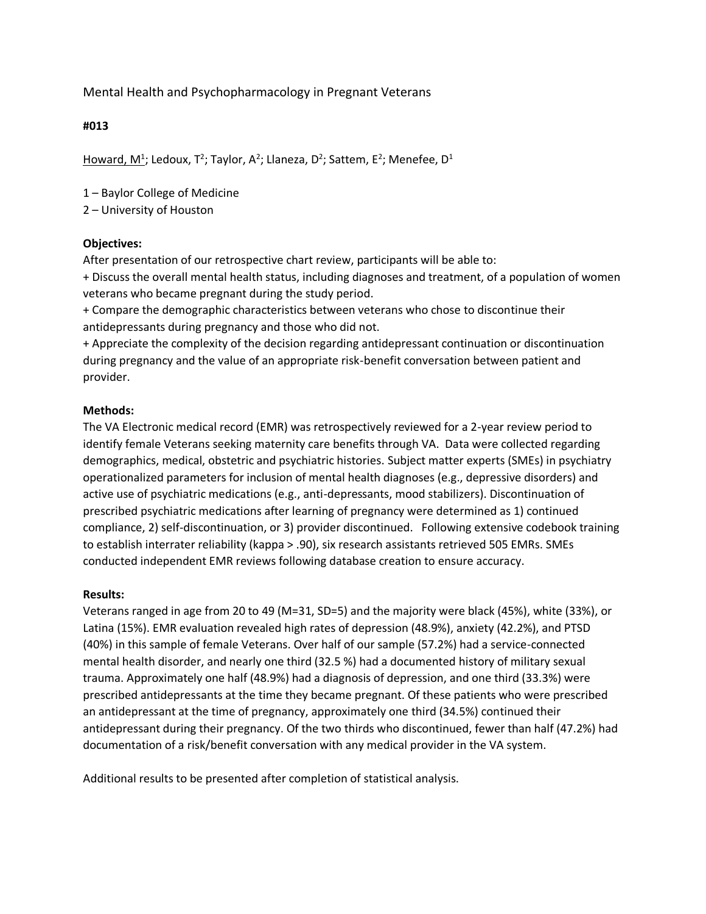Mental Health and Psychopharmacology in Pregnant Veterans

**#013**

Howard, M[1]; Ledoux, T[2]; Taylor, A[2]; Llaneza, D[2]; Sattem, E[2]; Menefee, D[1]

1 – Baylor College of Medicine
2 – University of Houston

**Objectives:**
After presentation of our retrospective chart review, participants will be able to:
+ Discuss the overall mental health status, including diagnoses and treatment, of a population of women veterans who became pregnant during the study period.
+ Compare the demographic characteristics between veterans who chose to discontinue their antidepressants during pregnancy and those who did not.
+ Appreciate the complexity of the decision regarding antidepressant continuation or discontinuation during pregnancy and the value of an appropriate risk-benefit conversation between patient and provider.

**Methods:**
The VA Electronic medical record (EMR) was retrospectively reviewed for a 2-year review period to identify female Veterans seeking maternity care benefits through VA. Data were collected regarding demographics, medical, obstetric and psychiatric histories. Subject matter experts (SMEs) in psychiatry operationalized parameters for inclusion of mental health diagnoses (e.g., depressive disorders) and active use of psychiatric medications (e.g., anti-depressants, mood stabilizers). Discontinuation of prescribed psychiatric medications after learning of pregnancy were determined as 1) continued compliance, 2) self-discontinuation, or 3) provider discontinued. Following extensive codebook training to establish interrater reliability (kappa > .90), six research assistants retrieved 505 EMRs. SMEs conducted independent EMR reviews following database creation to ensure accuracy.

**Results:**
Veterans ranged in age from 20 to 49 (M=31, SD=5) and the majority were black (45%), white (33%), or Latina (15%). EMR evaluation revealed high rates of depression (48.9%), anxiety (42.2%), and PTSD (40%) in this sample of female Veterans. Over half of our sample (57.2%) had a service-connected mental health disorder, and nearly one third (32.5 %) had a documented history of military sexual trauma. Approximately one half (48.9%) had a diagnosis of depression, and one third (33.3%) were prescribed antidepressants at the time they became pregnant. Of these patients who were prescribed an antidepressant at the time of pregnancy, approximately one third (34.5%) continued their antidepressant during their pregnancy. Of the two thirds who discontinued, fewer than half (47.2%) had documentation of a risk/benefit conversation with any medical provider in the VA system.

Additional results to be presented after completion of statistical analysis.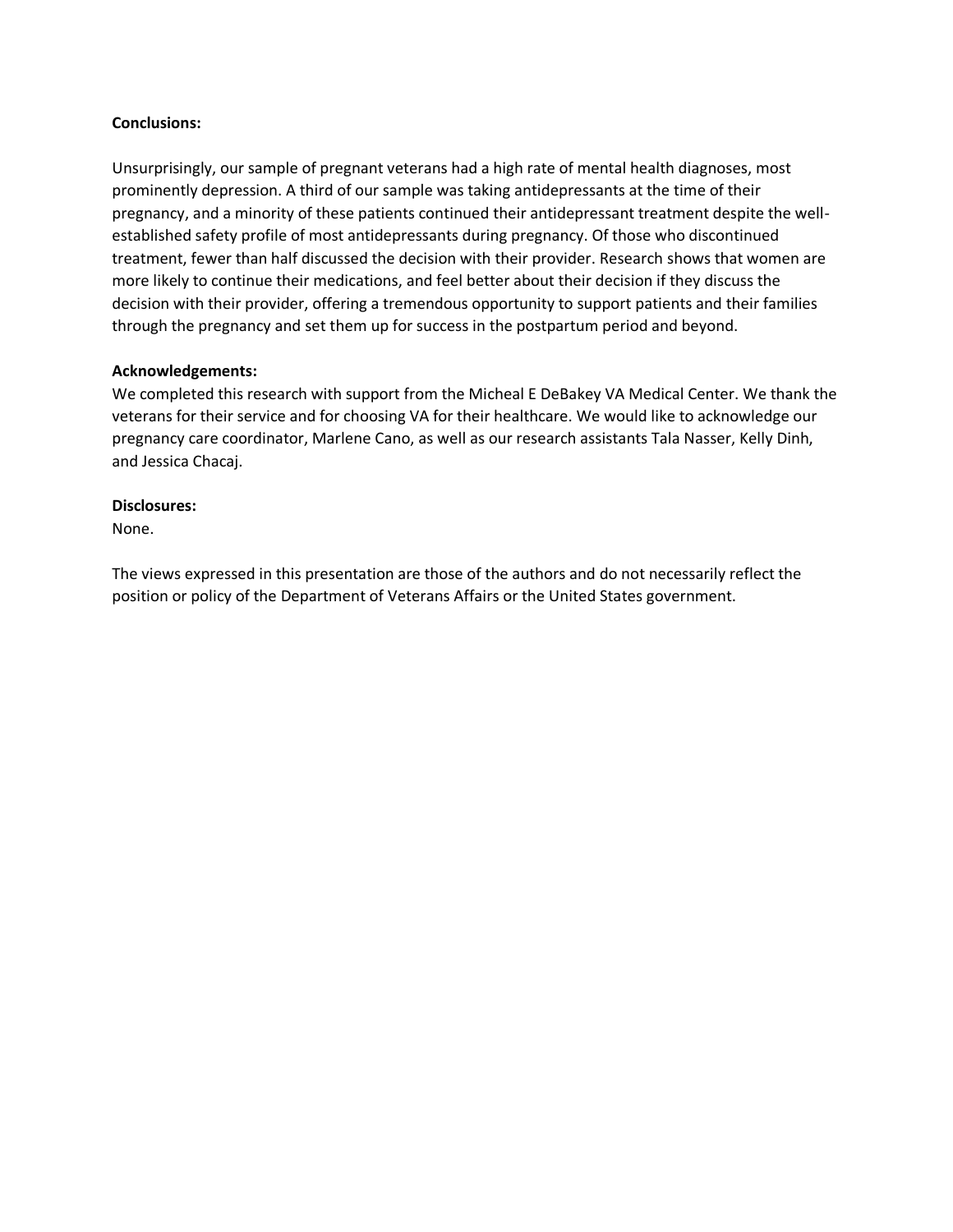**Conclusions:**

Unsurprisingly, our sample of pregnant veterans had a high rate of mental health diagnoses, most prominently depression. A third of our sample was taking antidepressants at the time of their pregnancy, and a minority of these patients continued their antidepressant treatment despite the well-established safety profile of most antidepressants during pregnancy. Of those who discontinued treatment, fewer than half discussed the decision with their provider. Research shows that women are more likely to continue their medications, and feel better about their decision if they discuss the decision with their provider, offering a tremendous opportunity to support patients and their families through the pregnancy and set them up for success in the postpartum period and beyond.

**Acknowledgements:**

We completed this research with support from the Micheal E DeBakey VA Medical Center. We thank the veterans for their service and for choosing VA for their healthcare. We would like to acknowledge our pregnancy care coordinator, Marlene Cano, as well as our research assistants Tala Nasser, Kelly Dinh, and Jessica Chacaj.

**Disclosures:**

None.

The views expressed in this presentation are those of the authors and do not necessarily reflect the position or policy of the Department of Veterans Affairs or the United States government.